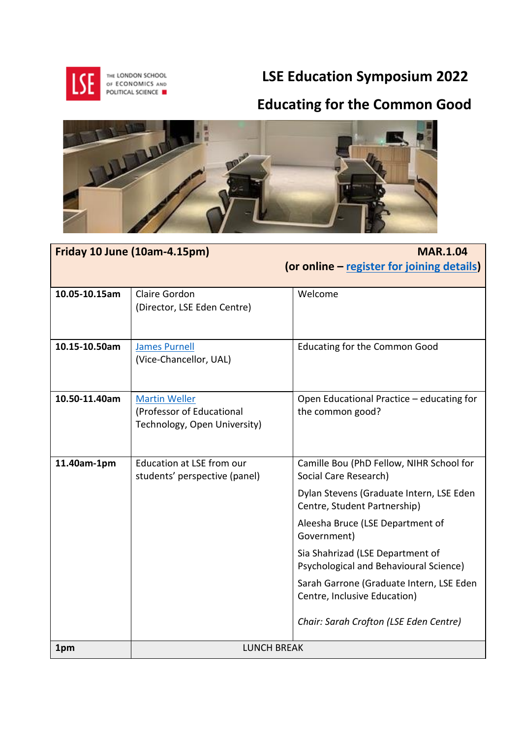# LSE Education Symposium 2022

## Educating for the Common Good

| **Friday 10 June (10am-4.15pm)** | | **MAR.1.04 (or online – register for joining details)** |
|---|---|---|
| **10.05-10.15am** | Claire Gordon (Director, LSE Eden Centre) | Welcome |
| **10.15-10.50am** | James Purnell (Vice-Chancellor, UAL) | Educating for the Common Good |
| **10.50-11.40am** | Martin Weller (Professor of Educational Technology, Open University) | Open Educational Practice – educating for the common good? |
| **11.40am-1pm** | Education at LSE from our students' perspective (panel) | Camille Bou (PhD Fellow, NIHR School for Social Care Research)<br>Dylan Stevens (Graduate Intern, LSE Eden Centre, Student Partnership)<br>Aleesha Bruce (LSE Department of Government)<br>Sia Shahrizad (LSE Department of Psychological and Behavioural Science)<br>Sarah Garrone (Graduate Intern, LSE Eden Centre, Inclusive Education)<br>*Chair: Sarah Crofton (LSE Eden Centre)* |
| **1pm** | LUNCH BREAK | |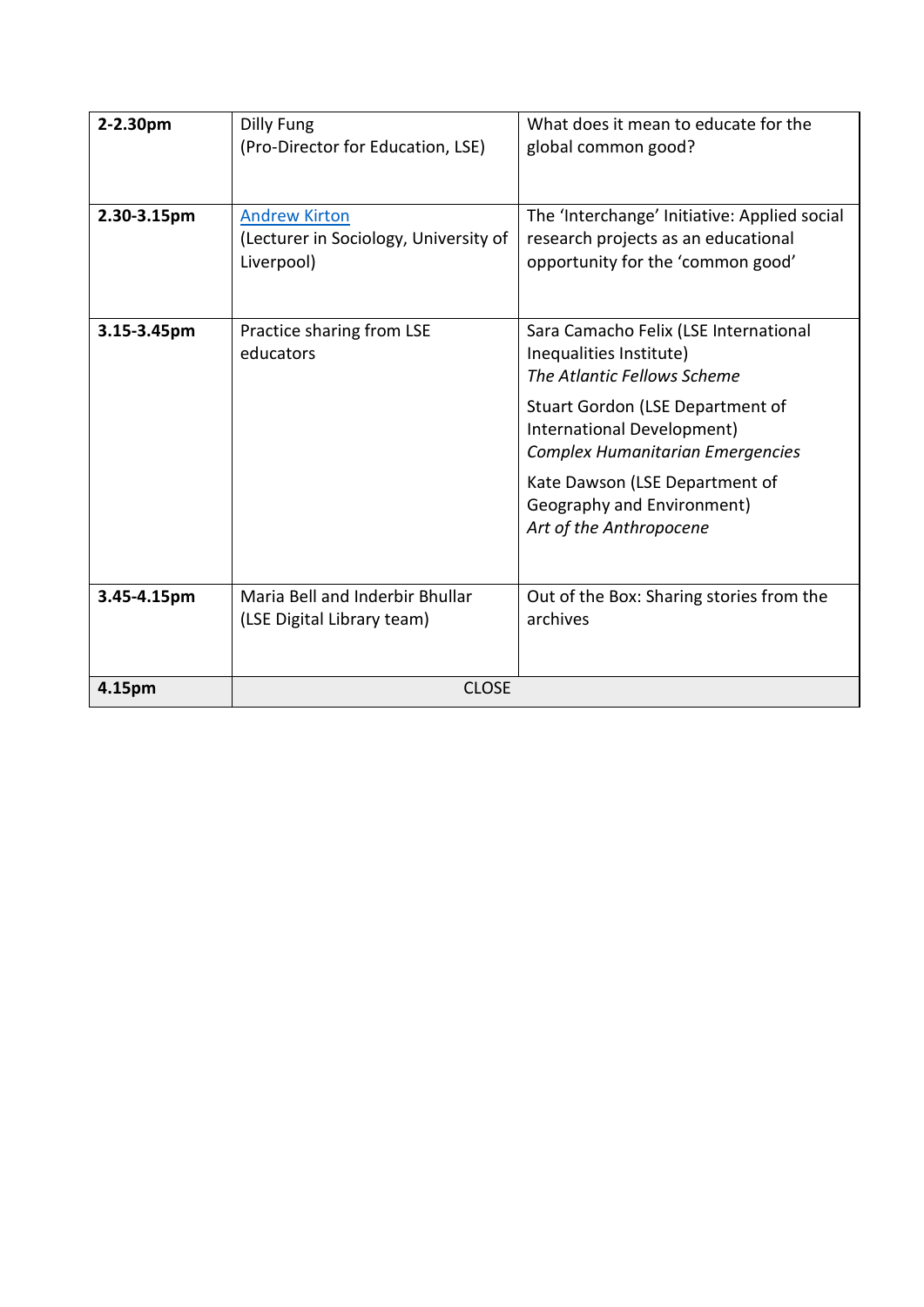| | | |
|---|---|---|
| **2-2.30pm** | Dilly Fung<br>(Pro-Director for Education, LSE) | What does it mean to educate for the global common good? |
| **2.30-3.15pm** | Andrew Kirton<br>(Lecturer in Sociology, University of Liverpool) | The 'Interchange' Initiative: Applied social research projects as an educational opportunity for the 'common good' |
| **3.15-3.45pm** | Practice sharing from LSE educators | Sara Camacho Felix (LSE International Inequalities Institute)<br>*The Atlantic Fellows Scheme*<br><br>Stuart Gordon (LSE Department of International Development)<br>*Complex Humanitarian Emergencies*<br><br>Kate Dawson (LSE Department of Geography and Environment)<br>*Art of the Anthropocene* |
| **3.45-4.15pm** | Maria Bell and Inderbir Bhullar<br>(LSE Digital Library team) | Out of the Box: Sharing stories from the archives |
| **4.15pm** | CLOSE | |